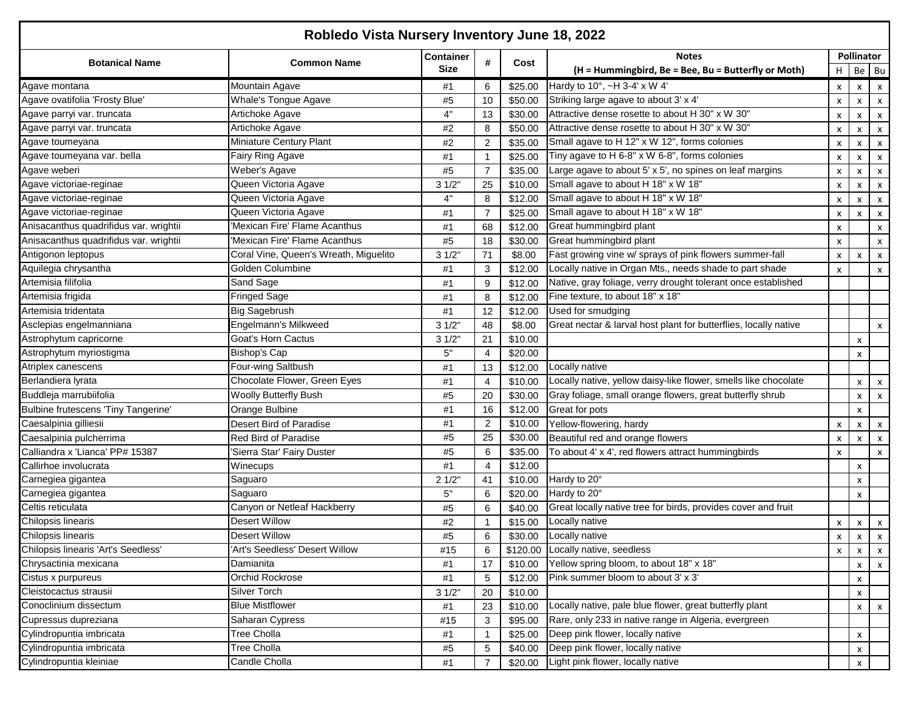# Robledo Vista Nursery Inventory June 18, 2022

| Botanical Name | Common Name | Container Size | # | Cost | Notes (H = Hummingbird, Be = Bee, Bu = Butterfly or Moth) | Pollinator | | |
|---|---|---|---|---|---|---|---|---|
| | | | | | | H | Be | Bu |
| Agave montana | Mountain Agave | #1 | 6 | $25.00 | Hardy to 10°, ~H 3-4' x W 4' | x | x | x |
| Agave ovatifolia 'Frosty Blue' | Whale's Tongue Agave | #5 | 10 | $50.00 | Striking large agave to about 3' x 4' | x | x | x |
| Agave parryi var. truncata | Artichoke Agave | 4" | 13 | $30.00 | Attractive dense rosette to about H 30" x W 30" | x | x | x |
| Agave parryi var. truncata | Artichoke Agave | #2 | 8 | $50.00 | Attractive dense rosette to about H 30" x W 30" | x | x | x |
| Agave toumeyana | Miniature Century Plant | #2 | 2 | $35.00 | Small agave to H 12" x W 12", forms colonies | x | x | x |
| Agave toumeyana var. bella | Fairy Ring Agave | #1 | 1 | $25.00 | Tiny agave to H 6-8" x W 6-8", forms colonies | x | x | x |
| Agave weberi | Weber's Agave | #5 | 7 | $35.00 | Large agave to about 5' x 5', no spines on leaf margins | x | x | x |
| Agave victoriae-reginae | Queen Victoria Agave | 3 1/2" | 25 | $10.00 | Small agave to about H 18" x W 18" | x | x | x |
| Agave victoriae-reginae | Queen Victoria Agave | 4" | 8 | $12.00 | Small agave to about H 18" x W 18" | x | x | x |
| Agave victoriae-reginae | Queen Victoria Agave | #1 | 7 | $25.00 | Small agave to about H 18" x W 18" | x | x | x |
| Anisacanthus quadrifidus var. wrightii | 'Mexican Fire' Flame Acanthus | #1 | 68 | $12.00 | Great hummingbird plant | x | | x |
| Anisacanthus quadrifidus var. wrightii | 'Mexican Fire' Flame Acanthus | #5 | 18 | $30.00 | Great hummingbird plant | x | | x |
| Antigonon leptopus | Coral Vine, Queen's Wreath, Miguelito | 3 1/2" | 71 | $8.00 | Fast growing vine w/ sprays of pink flowers summer-fall | x | x | x |
| Aquilegia chrysantha | Golden Columbine | #1 | 3 | $12.00 | Locally native in Organ Mts., needs shade to part shade | x | | x |
| Artemisia filifolia | Sand Sage | #1 | 9 | $12.00 | Native, gray foliage, verry drought tolerant once established | | | |
| Artemisia frigida | Fringed Sage | #1 | 8 | $12.00 | Fine texture, to about 18" x 18" | | | |
| Artemisia tridentata | Big Sagebrush | #1 | 12 | $12.00 | Used for smudging | | | |
| Asclepias engelmanniana | Engelmann's Milkweed | 3 1/2" | 48 | $8.00 | Great nectar & larval host plant for butterflies, locally native | | | x |
| Astrophytum capricorne | Goat's Horn Cactus | 3 1/2" | 21 | $10.00 | | | x | |
| Astrophytum myriostigma | Bishop's Cap | 5" | 4 | $20.00 | | | x | |
| Atriplex canescens | Four-wing Saltbush | #1 | 13 | $12.00 | Locally native | | | |
| Berlandiera lyrata | Chocolate Flower, Green Eyes | #1 | 4 | $10.00 | Locally native, yellow daisy-like flower, smells like chocolate | | x | x |
| Buddleja marrubiifolia | Woolly Butterfly Bush | #5 | 20 | $30.00 | Gray foliage, small orange flowers, great butterfly shrub | | x | x |
| Bulbine frutescens 'Tiny Tangerine' | Orange Bulbine | #1 | 16 | $12.00 | Great for pots | | x | |
| Caesalpinia gilliesii | Desert Bird of Paradise | #1 | 2 | $10.00 | Yellow-flowering, hardy | x | x | x |
| Caesalpinia pulcherrima | Red Bird of Paradise | #5 | 25 | $30.00 | Beautiful red and orange flowers | x | x | x |
| Calliandra x 'Lianca' PP# 15387 | 'Sierra Star' Fairy Duster | #5 | 6 | $35.00 | To about 4' x 4', red flowers attract hummingbirds | x | | x |
| Callirhoe involucrata | Winecups | #1 | 4 | $12.00 | | | x | |
| Carnegiea gigantea | Saguaro | 2 1/2" | 41 | $10.00 | Hardy to 20° | | x | |
| Carnegiea gigantea | Saguaro | 5" | 6 | $20.00 | Hardy to 20° | | x | |
| Celtis reticulata | Canyon or Netleaf Hackberry | #5 | 6 | $40.00 | Great locally native tree for birds, provides cover and fruit | | | |
| Chilopsis linearis | Desert Willow | #2 | 1 | $15.00 | Locally native | x | x | x |
| Chilopsis linearis | Desert Willow | #5 | 6 | $30.00 | Locally native | x | x | x |
| Chilopsis linearis 'Art's Seedless' | 'Art's Seedless' Desert Willow | #15 | 6 | $120.00 | Locally native, seedless | x | x | x |
| Chrysactinia mexicana | Damianita | #1 | 17 | $10.00 | Yellow spring bloom, to about 18" x 18" | | x | x |
| Cistus x purpureus | Orchid Rockrose | #1 | 5 | $12.00 | Pink summer bloom to about 3' x 3' | | x | |
| Cleistocactus strausii | Silver Torch | 3 1/2" | 20 | $10.00 | | | x | |
| Conoclinium dissectum | Blue Mistflower | #1 | 23 | $10.00 | Locally native, pale blue flower, great butterfly plant | | x | x |
| Cupressus dupreziana | Saharan Cypress | #15 | 3 | $95.00 | Rare, only 233 in native range in Algeria, evergreen | | | |
| Cylindropuntia imbricata | Tree Cholla | #1 | 1 | $25.00 | Deep pink flower, locally native | | x | |
| Cylindropuntia imbricata | Tree Cholla | #5 | 5 | $40.00 | Deep pink flower, locally native | | x | |
| Cylindropuntia kleiniae | Candle Cholla | #1 | 7 | $20.00 | Light pink flower, locally native | | x | |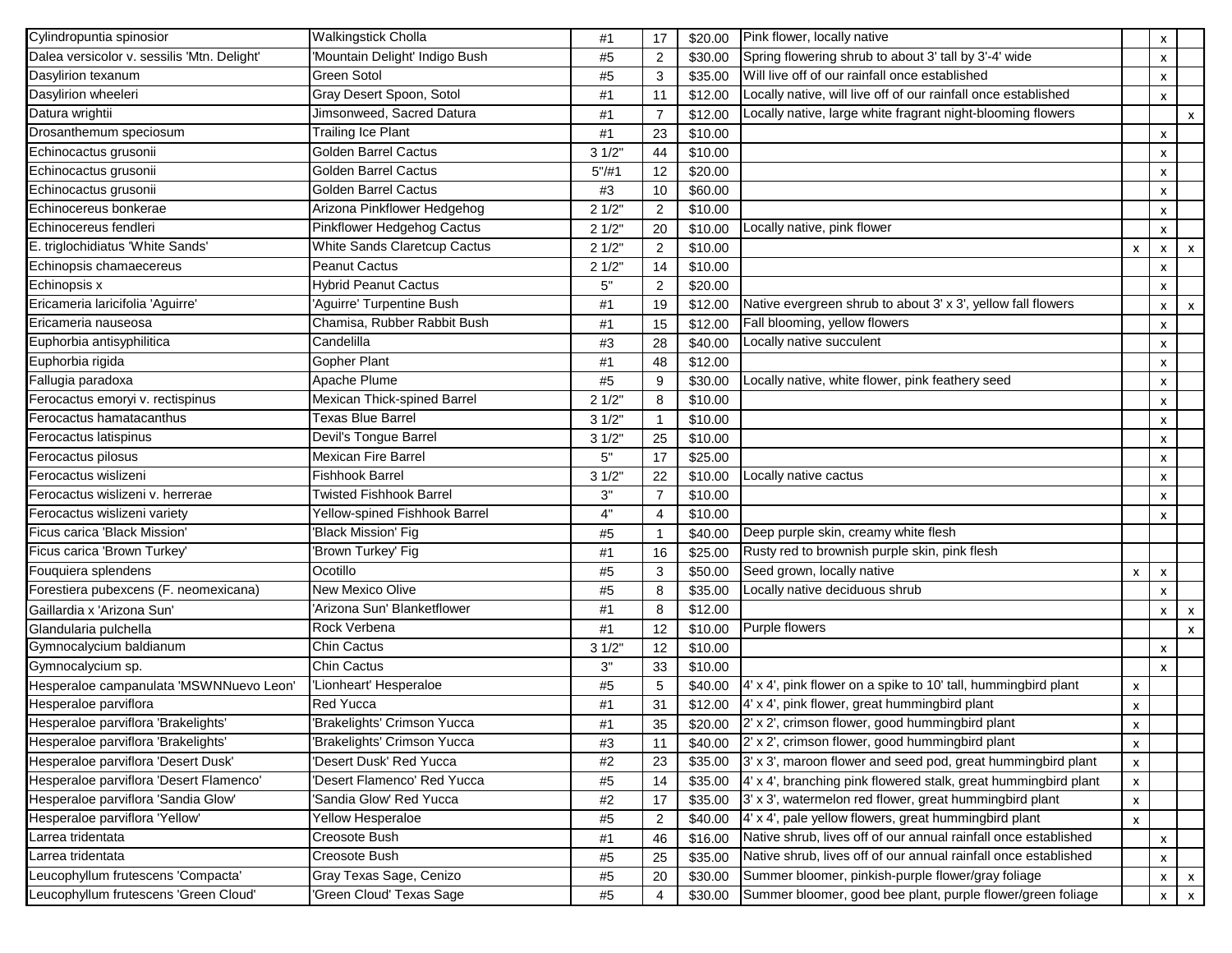| | | | | | | | | |
|---|---|---|---|---|---|---|---|---|
| Cylindropuntia spinosior | Walkingstick Cholla | #1 | 17 | $20.00 | Pink flower, locally native | | x | |
| Dalea versicolor v. sessilis 'Mtn. Delight' | 'Mountain Delight' Indigo Bush | #5 | 2 | $30.00 | Spring flowering shrub to about 3' tall by 3'-4' wide | | x | |
| Dasylirion texanum | Green Sotol | #5 | 3 | $35.00 | Will live off of our rainfall once established | | x | |
| Dasylirion wheeleri | Gray Desert Spoon, Sotol | #1 | 11 | $12.00 | Locally native, will live off of our rainfall once established | | x | |
| Datura wrightii | Jimsonweed, Sacred Datura | #1 | 7 | $12.00 | Locally native, large white fragrant night-blooming flowers | | | x |
| Drosanthemum speciosum | Trailing Ice Plant | #1 | 23 | $10.00 | | | x | |
| Echinocactus grusonii | Golden Barrel Cactus | 3 1/2" | 44 | $10.00 | | | x | |
| Echinocactus grusonii | Golden Barrel Cactus | 5"/#1 | 12 | $20.00 | | | x | |
| Echinocactus grusonii | Golden Barrel Cactus | #3 | 10 | $60.00 | | | x | |
| Echinocereus bonkerae | Arizona Pinkflower Hedgehog | 2 1/2" | 2 | $10.00 | | | x | |
| Echinocereus fendleri | Pinkflower Hedgehog Cactus | 2 1/2" | 20 | $10.00 | Locally native, pink flower | | x | |
| E. triglochidiatus 'White Sands' | White Sands Claretcup Cactus | 2 1/2" | 2 | $10.00 | | x | x | x |
| Echinopsis chamaecereus | Peanut Cactus | 2 1/2" | 14 | $10.00 | | | x | |
| Echinopsis x | Hybrid Peanut Cactus | 5" | 2 | $20.00 | | | x | |
| Ericameria laricifolia 'Aguirre' | 'Aguirre' Turpentine Bush | #1 | 19 | $12.00 | Native evergreen shrub to about 3' x 3', yellow fall flowers | | x | x |
| Ericameria nauseosa | Chamisa, Rubber Rabbit Bush | #1 | 15 | $12.00 | Fall blooming, yellow flowers | | x | |
| Euphorbia antisyphilitica | Candelilla | #3 | 28 | $40.00 | Locally native succulent | | x | |
| Euphorbia rigida | Gopher Plant | #1 | 48 | $12.00 | | | x | |
| Fallugia paradoxa | Apache Plume | #5 | 9 | $30.00 | Locally native, white flower, pink feathery seed | | x | |
| Ferocactus emoryi v. rectispinus | Mexican Thick-spined Barrel | 2 1/2" | 8 | $10.00 | | | x | |
| Ferocactus hamatacanthus | Texas Blue Barrel | 3 1/2" | 1 | $10.00 | | | x | |
| Ferocactus latispinus | Devil's Tongue Barrel | 3 1/2" | 25 | $10.00 | | | x | |
| Ferocactus pilosus | Mexican Fire Barrel | 5" | 17 | $25.00 | | | x | |
| Ferocactus wislizeni | Fishhook Barrel | 3 1/2" | 22 | $10.00 | Locally native cactus | | x | |
| Ferocactus wislizeni v. herrerae | Twisted Fishhook Barrel | 3" | 7 | $10.00 | | | x | |
| Ferocactus wislizeni variety | Yellow-spined Fishhook Barrel | 4" | 4 | $10.00 | | | x | |
| Ficus carica 'Black Mission' | 'Black Mission' Fig | #5 | 1 | $40.00 | Deep purple skin, creamy white flesh | | | |
| Ficus carica 'Brown Turkey' | 'Brown Turkey' Fig | #1 | 16 | $25.00 | Rusty red to brownish purple skin, pink flesh | | | |
| Fouquiera splendens | Ocotillo | #5 | 3 | $50.00 | Seed grown, locally native | x | x | |
| Forestiera pubexcens (F. neomexicana) | New Mexico Olive | #5 | 8 | $35.00 | Locally native deciduous shrub | | x | |
| Gaillardia x 'Arizona Sun' | 'Arizona Sun' Blanketflower | #1 | 8 | $12.00 | | | x | x |
| Glandularia pulchella | Rock Verbena | #1 | 12 | $10.00 | Purple flowers | | | x |
| Gymnocalycium baldianum | Chin Cactus | 3 1/2" | 12 | $10.00 | | | x | |
| Gymnocalycium sp. | Chin Cactus | 3" | 33 | $10.00 | | | x | |
| Hesperaloe campanulata 'MSWNNuevo Leon' | 'Lionheart' Hesperaloe | #5 | 5 | $40.00 | 4' x 4', pink flower on a spike to 10' tall, hummingbird plant | x | | |
| Hesperaloe parviflora | Red Yucca | #1 | 31 | $12.00 | 4' x 4', pink flower, great hummingbird plant | x | | |
| Hesperaloe parviflora 'Brakelights' | 'Brakelights' Crimson Yucca | #1 | 35 | $20.00 | 2' x 2', crimson flower, good hummingbird plant | x | | |
| Hesperaloe parviflora 'Brakelights' | 'Brakelights' Crimson Yucca | #3 | 11 | $40.00 | 2' x 2', crimson flower, good hummingbird plant | x | | |
| Hesperaloe parviflora 'Desert Dusk' | 'Desert Dusk' Red Yucca | #2 | 23 | $35.00 | 3' x 3', maroon flower and seed pod, great hummingbird plant | x | | |
| Hesperaloe parviflora 'Desert Flamenco' | 'Desert Flamenco' Red Yucca | #5 | 14 | $35.00 | 4' x 4', branching pink flowered stalk, great hummingbird plant | x | | |
| Hesperaloe parviflora 'Sandia Glow' | 'Sandia Glow' Red Yucca | #2 | 17 | $35.00 | 3' x 3', watermelon red flower, great hummingbird plant | x | | |
| Hesperaloe parviflora 'Yellow' | Yellow Hesperaloe | #5 | 2 | $40.00 | 4' x 4', pale yellow flowers, great hummingbird plant | x | | |
| Larrea tridentata | Creosote Bush | #1 | 46 | $16.00 | Native shrub, lives off of our annual rainfall once established | | x | |
| Larrea tridentata | Creosote Bush | #5 | 25 | $35.00 | Native shrub, lives off of our annual rainfall once established | | x | |
| Leucophyllum frutescens 'Compacta' | Gray Texas Sage, Cenizo | #5 | 20 | $30.00 | Summer bloomer, pinkish-purple flower/gray foliage | | x | x |
| Leucophyllum frutescens 'Green Cloud' | 'Green Cloud' Texas Sage | #5 | 4 | $30.00 | Summer bloomer, good bee plant, purple flower/green foliage | | x | x |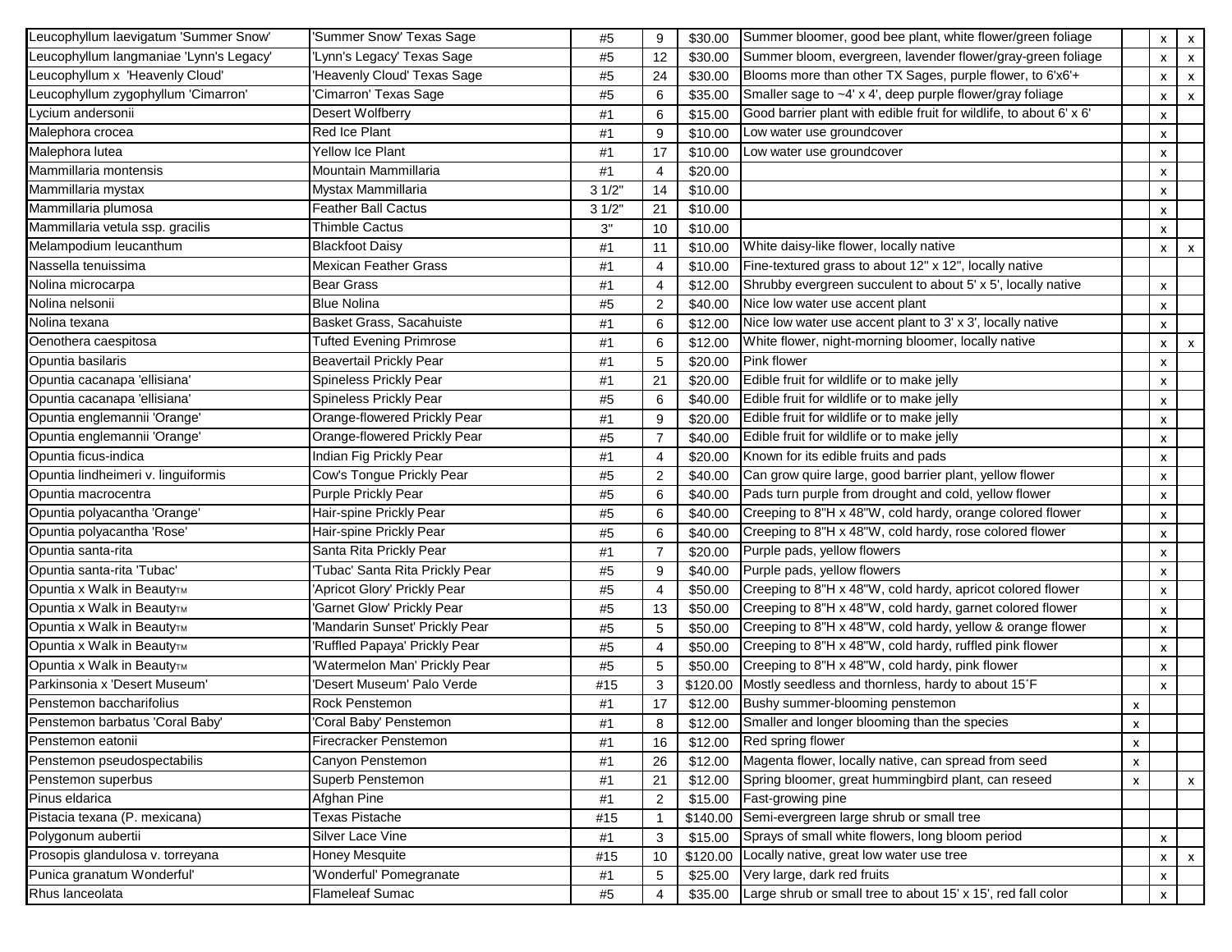| | | | | | | | | |
|---|---|---|---|---|---|---|---|---|
| Leucophyllum laevigatum 'Summer Snow' | 'Summer Snow' Texas Sage | #5 | 9 | $30.00 | Summer bloomer, good bee plant, white flower/green foliage | | x | x |
| Leucophyllum langmaniae 'Lynn's Legacy' | 'Lynn's Legacy' Texas Sage | #5 | 12 | $30.00 | Summer bloom, evergreen, lavender flower/gray-green foliage | | x | x |
| Leucophyllum x 'Heavenly Cloud' | 'Heavenly Cloud' Texas Sage | #5 | 24 | $30.00 | Blooms more than other TX Sages, purple flower, to 6'x6'+ | | x | x |
| Leucophyllum zygophyllum 'Cimarron' | 'Cimarron' Texas Sage | #5 | 6 | $35.00 | Smaller sage to ~4' x 4', deep purple flower/gray foliage | | x | x |
| Lycium andersonii | Desert Wolfberry | #1 | 6 | $15.00 | Good barrier plant with edible fruit for wildlife, to about 6' x 6' | | x | |
| Malephora crocea | Red Ice Plant | #1 | 9 | $10.00 | Low water use groundcover | | x | |
| Malephora lutea | Yellow Ice Plant | #1 | 17 | $10.00 | Low water use groundcover | | x | |
| Mammillaria montensis | Mountain Mammillaria | #1 | 4 | $20.00 | | | x | |
| Mammillaria mystax | Mystax Mammillaria | 3 1/2" | 14 | $10.00 | | | x | |
| Mammillaria plumosa | Feather Ball Cactus | 3 1/2" | 21 | $10.00 | | | x | |
| Mammillaria vetula ssp. gracilis | Thimble Cactus | 3" | 10 | $10.00 | | | x | |
| Melampodium leucanthum | Blackfoot Daisy | #1 | 11 | $10.00 | White daisy-like flower, locally native | | x | x |
| Nassella tenuissima | Mexican Feather Grass | #1 | 4 | $10.00 | Fine-textured grass to about 12" x 12", locally native | | | |
| Nolina microcarpa | Bear Grass | #1 | 4 | $12.00 | Shrubby evergreen succulent to about 5' x 5', locally native | | x | |
| Nolina nelsonii | Blue Nolina | #5 | 2 | $40.00 | Nice low water use accent plant | | x | |
| Nolina texana | Basket Grass, Sacahuiste | #1 | 6 | $12.00 | Nice low water use accent plant to 3' x 3', locally native | | x | |
| Oenothera caespitosa | Tufted Evening Primrose | #1 | 6 | $12.00 | White flower, night-morning bloomer, locally native | | x | x |
| Opuntia basilaris | Beavertail Prickly Pear | #1 | 5 | $20.00 | Pink flower | | x | |
| Opuntia cacanapa 'ellisiana' | Spineless Prickly Pear | #1 | 21 | $20.00 | Edible fruit for wildlife or to make jelly | | x | |
| Opuntia cacanapa 'ellisiana' | Spineless Prickly Pear | #5 | 6 | $40.00 | Edible fruit for wildlife or to make jelly | | x | |
| Opuntia englemannii 'Orange' | Orange-flowered Prickly Pear | #1 | 9 | $20.00 | Edible fruit for wildlife or to make jelly | | x | |
| Opuntia englemannii 'Orange' | Orange-flowered Prickly Pear | #5 | 7 | $40.00 | Edible fruit for wildlife or to make jelly | | x | |
| Opuntia ficus-indica | Indian Fig Prickly Pear | #1 | 4 | $20.00 | Known for its edible fruits and pads | | x | |
| Opuntia lindheimeri v. linguiformis | Cow's Tongue Prickly Pear | #5 | 2 | $40.00 | Can grow quire large, good barrier plant, yellow flower | | x | |
| Opuntia macrocentra | Purple Prickly Pear | #5 | 6 | $40.00 | Pads turn purple from drought and cold, yellow flower | | x | |
| Opuntia polyacantha 'Orange' | Hair-spine Prickly Pear | #5 | 6 | $40.00 | Creeping to 8"H x 48"W, cold hardy, orange colored flower | | x | |
| Opuntia polyacantha 'Rose' | Hair-spine Prickly Pear | #5 | 6 | $40.00 | Creeping to 8"H x 48"W, cold hardy, rose colored flower | | x | |
| Opuntia santa-rita | Santa Rita Prickly Pear | #1 | 7 | $20.00 | Purple pads, yellow flowers | | x | |
| Opuntia santa-rita 'Tubac' | 'Tubac' Santa Rita Prickly Pear | #5 | 9 | $40.00 | Purple pads, yellow flowers | | x | |
| Opuntia x Walk in Beauty™ | 'Apricot Glory' Prickly Pear | #5 | 4 | $50.00 | Creeping to 8"H x 48"W, cold hardy, apricot colored flower | | x | |
| Opuntia x Walk in Beauty™ | 'Garnet Glow' Prickly Pear | #5 | 13 | $50.00 | Creeping to 8"H x 48"W, cold hardy, garnet colored flower | | x | |
| Opuntia x Walk in Beauty™ | 'Mandarin Sunset' Prickly Pear | #5 | 5 | $50.00 | Creeping to 8"H x 48"W, cold hardy, yellow & orange flower | | x | |
| Opuntia x Walk in Beauty™ | 'Ruffled Papaya' Prickly Pear | #5 | 4 | $50.00 | Creeping to 8"H x 48"W, cold hardy, ruffled pink flower | | x | |
| Opuntia x Walk in Beauty™ | 'Watermelon Man' Prickly Pear | #5 | 5 | $50.00 | Creeping to 8"H x 48"W, cold hardy, pink flower | | x | |
| Parkinsonia x 'Desert Museum' | 'Desert Museum' Palo Verde | #15 | 3 | $120.00 | Mostly seedless and thornless, hardy to about 15˚F | | x | |
| Penstemon baccharifolius | Rock Penstemon | #1 | 17 | $12.00 | Bushy summer-blooming penstemon | x | | |
| Penstemon barbatus 'Coral Baby' | 'Coral Baby' Penstemon | #1 | 8 | $12.00 | Smaller and longer blooming than the species | x | | |
| Penstemon eatonii | Firecracker Penstemon | #1 | 16 | $12.00 | Red spring flower | x | | |
| Penstemon pseudospectabilis | Canyon Penstemon | #1 | 26 | $12.00 | Magenta flower, locally native, can spread from seed | x | | |
| Penstemon superbus | Superb Penstemon | #1 | 21 | $12.00 | Spring bloomer, great hummingbird plant, can reseed | x | | x |
| Pinus eldarica | Afghan Pine | #1 | 2 | $15.00 | Fast-growing pine | | | |
| Pistacia texana (P. mexicana) | Texas Pistache | #15 | 1 | $140.00 | Semi-evergreen large shrub or small tree | | | |
| Polygonum aubertii | Silver Lace Vine | #1 | 3 | $15.00 | Sprays of small white flowers, long bloom period | | x | |
| Prosopis glandulosa v. torreyana | Honey Mesquite | #15 | 10 | $120.00 | Locally native, great low water use tree | | x | x |
| Punica granatum Wonderful' | 'Wonderful' Pomegranate | #1 | 5 | $25.00 | Very large, dark red fruits | | x | |
| Rhus lanceolata | Flameleaf Sumac | #5 | 4 | $35.00 | Large shrub or small tree to about 15' x 15', red fall color | | x | |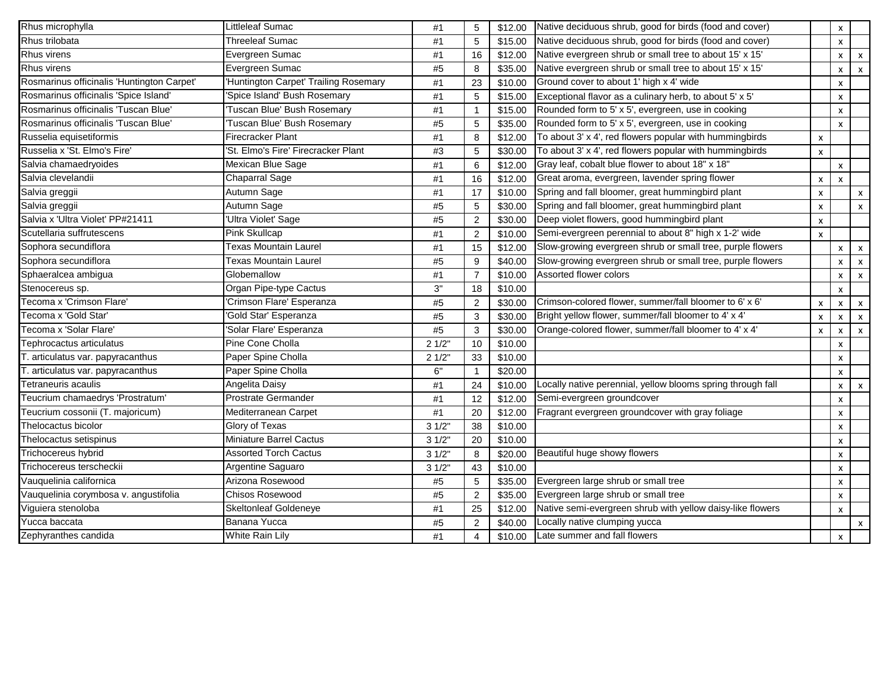| | | | | | | | | |
|---|---|---|---|---|---|---|---|---|
| Rhus microphylla | Littleleaf Sumac | #1 | 5 | $12.00 | Native deciduous shrub, good for birds (food and cover) | | x | |
| Rhus trilobata | Threeleaf Sumac | #1 | 5 | $15.00 | Native deciduous shrub, good for birds (food and cover) | | x | |
| Rhus virens | Evergreen Sumac | #1 | 16 | $12.00 | Native evergreen shrub or small tree to about 15' x 15' | | x | x |
| Rhus virens | Evergreen Sumac | #5 | 8 | $35.00 | Native evergreen shrub or small tree to about 15' x 15' | | x | x |
| Rosmarinus officinalis 'Huntington Carpet' | 'Huntington Carpet' Trailing Rosemary | #1 | 23 | $10.00 | Ground cover to about 1' high x 4' wide | | x | |
| Rosmarinus officinalis 'Spice Island' | 'Spice Island' Bush Rosemary | #1 | 5 | $15.00 | Exceptional flavor as a culinary herb, to about 5' x 5' | | x | |
| Rosmarinus officinalis 'Tuscan Blue' | 'Tuscan Blue' Bush Rosemary | #1 | 1 | $15.00 | Rounded form to 5' x 5', evergreen, use in cooking | | x | |
| Rosmarinus officinalis 'Tuscan Blue' | 'Tuscan Blue' Bush Rosemary | #5 | 5 | $35.00 | Rounded form to 5' x 5', evergreen, use in cooking | | x | |
| Russelia equisetiformis | Firecracker Plant | #1 | 8 | $12.00 | To about 3' x 4', red flowers popular with hummingbirds | x | | |
| Russelia x 'St. Elmo's Fire' | 'St. Elmo's Fire' Firecracker Plant | #3 | 5 | $30.00 | To about 3' x 4', red flowers popular with hummingbirds | x | | |
| Salvia chamaedryoides | Mexican Blue Sage | #1 | 6 | $12.00 | Gray leaf, cobalt blue flower to about 18" x 18" | | x | |
| Salvia clevelandii | Chaparral Sage | #1 | 16 | $12.00 | Great aroma, evergreen, lavender spring flower | x | x | |
| Salvia greggii | Autumn Sage | #1 | 17 | $10.00 | Spring and fall bloomer, great hummingbird plant | x | | x |
| Salvia greggii | Autumn Sage | #5 | 5 | $30.00 | Spring and fall bloomer, great hummingbird plant | x | | x |
| Salvia x 'Ultra Violet' PP#21411 | 'Ultra Violet' Sage | #5 | 2 | $30.00 | Deep violet flowers, good hummingbird plant | x | | |
| Scutellaria suffrutescens | Pink Skullcap | #1 | 2 | $10.00 | Semi-evergreen perennial to about 8" high x 1-2' wide | x | | |
| Sophora secundiflora | Texas Mountain Laurel | #1 | 15 | $12.00 | Slow-growing evergreen shrub or small tree, purple flowers | | x | x |
| Sophora secundiflora | Texas Mountain Laurel | #5 | 9 | $40.00 | Slow-growing evergreen shrub or small tree, purple flowers | | x | x |
| Sphaeralcea ambigua | Globemallow | #1 | 7 | $10.00 | Assorted flower colors | | x | x |
| Stenocereus sp. | Organ Pipe-type Cactus | 3" | 18 | $10.00 | | | x | |
| Tecoma x 'Crimson Flare' | 'Crimson Flare' Esperanza | #5 | 2 | $30.00 | Crimson-colored flower, summer/fall bloomer to 6' x 6' | x | x | x |
| Tecoma x 'Gold Star' | 'Gold Star' Esperanza | #5 | 3 | $30.00 | Bright yellow flower, summer/fall bloomer to 4' x 4' | x | x | x |
| Tecoma x 'Solar Flare' | 'Solar Flare' Esperanza | #5 | 3 | $30.00 | Orange-colored flower, summer/fall bloomer to 4' x 4' | x | x | x |
| Tephrocactus articulatus | Pine Cone Cholla | 2 1/2" | 10 | $10.00 | | | x | |
| T. articulatus var. papyracanthus | Paper Spine Cholla | 2 1/2" | 33 | $10.00 | | | x | |
| T. articulatus var. papyracanthus | Paper Spine Cholla | 6" | 1 | $20.00 | | | x | |
| Tetraneuris acaulis | Angelita Daisy | #1 | 24 | $10.00 | Locally native perennial, yellow blooms spring through fall | | x | x |
| Teucrium chamaedrys 'Prostratum' | Prostrate Germander | #1 | 12 | $12.00 | Semi-evergreen groundcover | | x | |
| Teucrium cossonii (T. majoricum) | Mediterranean Carpet | #1 | 20 | $12.00 | Fragrant evergreen groundcover with gray foliage | | x | |
| Thelocactus bicolor | Glory of Texas | 3 1/2" | 38 | $10.00 | | | x | |
| Thelocactus setispinus | Miniature Barrel Cactus | 3 1/2" | 20 | $10.00 | | | x | |
| Trichocereus hybrid | Assorted Torch Cactus | 3 1/2" | 8 | $20.00 | Beautiful huge showy flowers | | x | |
| Trichocereus terscheckii | Argentine Saguaro | 3 1/2" | 43 | $10.00 | | | x | |
| Vauquelinia californica | Arizona Rosewood | #5 | 5 | $35.00 | Evergreen large shrub or small tree | | x | |
| Vauquelinia corymbosa v. angustifolia | Chisos Rosewood | #5 | 2 | $35.00 | Evergreen large shrub or small tree | | x | |
| Viguiera stenoloba | Skeltonleaf Goldeneye | #1 | 25 | $12.00 | Native semi-evergreen shrub with yellow daisy-like flowers | | x | |
| Yucca baccata | Banana Yucca | #5 | 2 | $40.00 | Locally native clumping yucca | | | x |
| Zephyranthes candida | White Rain Lily | #1 | 4 | $10.00 | Late summer and fall flowers | | x | |